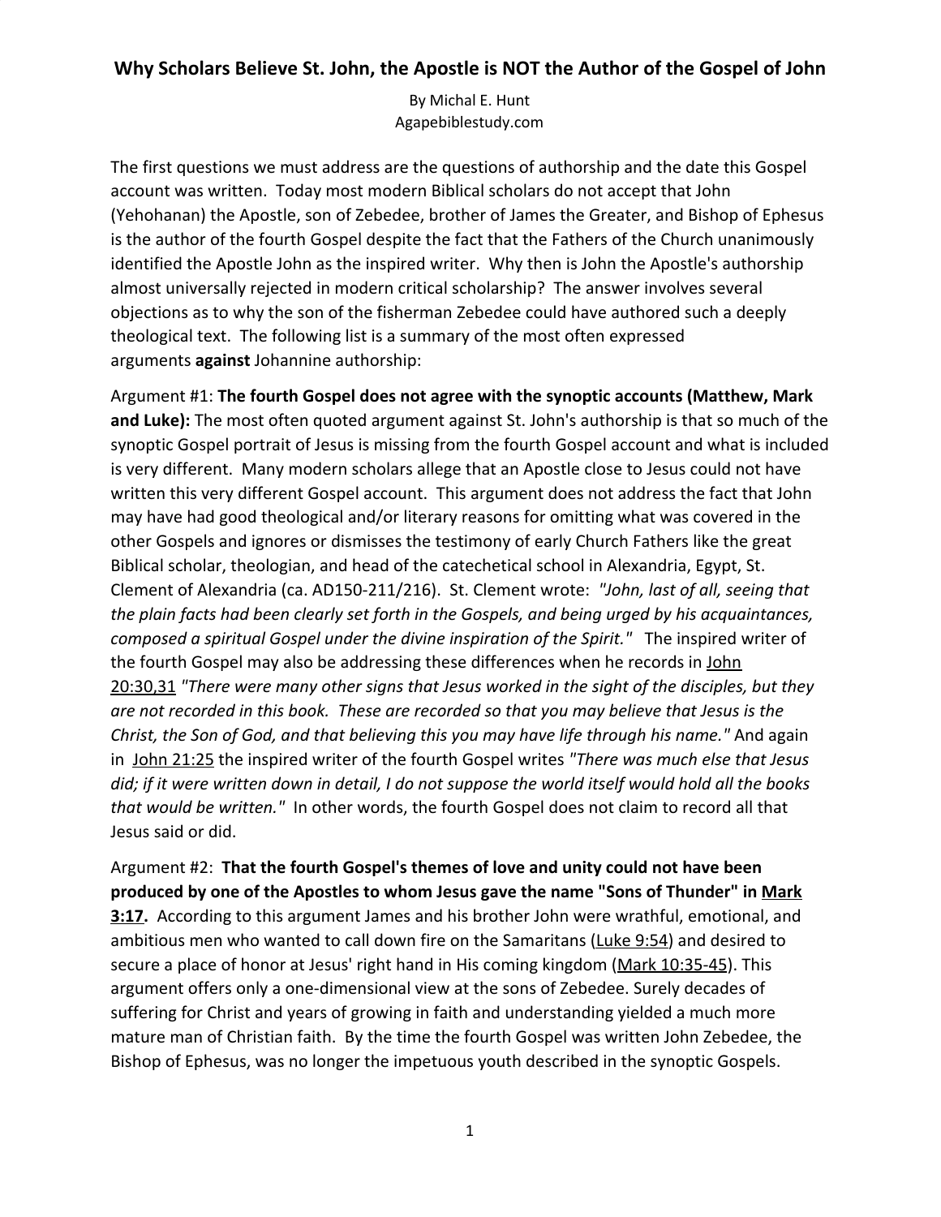# Why Scholars Believe St. John, the Apostle is NOT the Author of the Gospel of John

By Michal E. Hunt
Agapebiblestudy.com

The first questions we must address are the questions of authorship and the date this Gospel account was written. Today most modern Biblical scholars do not accept that John (Yehohanan) the Apostle, son of Zebedee, brother of James the Greater, and Bishop of Ephesus is the author of the fourth Gospel despite the fact that the Fathers of the Church unanimously identified the Apostle John as the inspired writer. Why then is John the Apostle's authorship almost universally rejected in modern critical scholarship? The answer involves several objections as to why the son of the fisherman Zebedee could have authored such a deeply theological text. The following list is a summary of the most often expressed arguments **against** Johannine authorship:

Argument #1: **The fourth Gospel does not agree with the synoptic accounts (Matthew, Mark and Luke):** The most often quoted argument against St. John's authorship is that so much of the synoptic Gospel portrait of Jesus is missing from the fourth Gospel account and what is included is very different. Many modern scholars allege that an Apostle close to Jesus could not have written this very different Gospel account. This argument does not address the fact that John may have had good theological and/or literary reasons for omitting what was covered in the other Gospels and ignores or dismisses the testimony of early Church Fathers like the great Biblical scholar, theologian, and head of the catechetical school in Alexandria, Egypt, St. Clement of Alexandria (ca. AD150-211/216). St. Clement wrote: *"John, last of all, seeing that the plain facts had been clearly set forth in the Gospels, and being urged by his acquaintances, composed a spiritual Gospel under the divine inspiration of the Spirit."* The inspired writer of the fourth Gospel may also be addressing these differences when he records in John 20:30,31 *"There were many other signs that Jesus worked in the sight of the disciples, but they are not recorded in this book. These are recorded so that you may believe that Jesus is the Christ, the Son of God, and that believing this you may have life through his name."* And again in John 21:25 the inspired writer of the fourth Gospel writes *"There was much else that Jesus did; if it were written down in detail, I do not suppose the world itself would hold all the books that would be written."* In other words, the fourth Gospel does not claim to record all that Jesus said or did.

Argument #2: **That the fourth Gospel's themes of love and unity could not have been produced by one of the Apostles to whom Jesus gave the name "Sons of Thunder" in Mark 3:17.** According to this argument James and his brother John were wrathful, emotional, and ambitious men who wanted to call down fire on the Samaritans (Luke 9:54) and desired to secure a place of honor at Jesus' right hand in His coming kingdom (Mark 10:35-45). This argument offers only a one-dimensional view at the sons of Zebedee. Surely decades of suffering for Christ and years of growing in faith and understanding yielded a much more mature man of Christian faith. By the time the fourth Gospel was written John Zebedee, the Bishop of Ephesus, was no longer the impetuous youth described in the synoptic Gospels.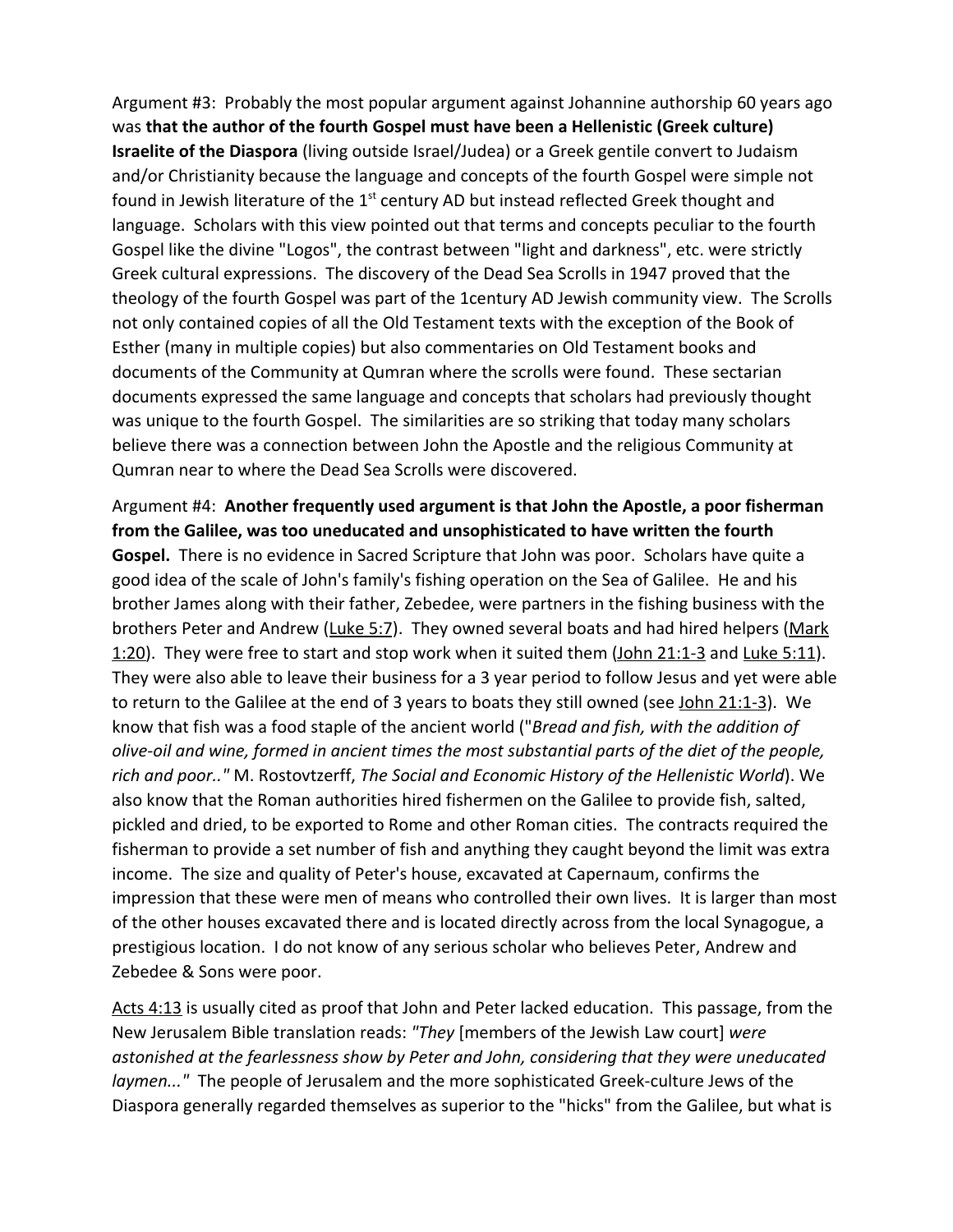Argument #3: Probably the most popular argument against Johannine authorship 60 years ago was **that the author of the fourth Gospel must have been a Hellenistic (Greek culture) Israelite of the Diaspora** (living outside Israel/Judea) or a Greek gentile convert to Judaism and/or Christianity because the language and concepts of the fourth Gospel were simple not found in Jewish literature of the 1st century AD but instead reflected Greek thought and language. Scholars with this view pointed out that terms and concepts peculiar to the fourth Gospel like the divine "Logos", the contrast between "light and darkness", etc. were strictly Greek cultural expressions. The discovery of the Dead Sea Scrolls in 1947 proved that the theology of the fourth Gospel was part of the 1century AD Jewish community view. The Scrolls not only contained copies of all the Old Testament texts with the exception of the Book of Esther (many in multiple copies) but also commentaries on Old Testament books and documents of the Community at Qumran where the scrolls were found. These sectarian documents expressed the same language and concepts that scholars had previously thought was unique to the fourth Gospel. The similarities are so striking that today many scholars believe there was a connection between John the Apostle and the religious Community at Qumran near to where the Dead Sea Scrolls were discovered.

Argument #4: **Another frequently used argument is that John the Apostle, a poor fisherman from the Galilee, was too uneducated and unsophisticated to have written the fourth Gospel.** There is no evidence in Sacred Scripture that John was poor. Scholars have quite a good idea of the scale of John's family's fishing operation on the Sea of Galilee. He and his brother James along with their father, Zebedee, were partners in the fishing business with the brothers Peter and Andrew (Luke 5:7). They owned several boats and had hired helpers (Mark 1:20). They were free to start and stop work when it suited them (John 21:1-3 and Luke 5:11). They were also able to leave their business for a 3 year period to follow Jesus and yet were able to return to the Galilee at the end of 3 years to boats they still owned (see John 21:1-3). We know that fish was a food staple of the ancient world ("*Bread and fish, with the addition of olive-oil and wine, formed in ancient times the most substantial parts of the diet of the people, rich and poor.."* M. Rostovtzerff, *The Social and Economic History of the Hellenistic World*). We also know that the Roman authorities hired fishermen on the Galilee to provide fish, salted, pickled and dried, to be exported to Rome and other Roman cities. The contracts required the fisherman to provide a set number of fish and anything they caught beyond the limit was extra income. The size and quality of Peter's house, excavated at Capernaum, confirms the impression that these were men of means who controlled their own lives. It is larger than most of the other houses excavated there and is located directly across from the local Synagogue, a prestigious location. I do not know of any serious scholar who believes Peter, Andrew and Zebedee & Sons were poor.

Acts 4:13 is usually cited as proof that John and Peter lacked education. This passage, from the New Jerusalem Bible translation reads: *"They* [members of the Jewish Law court] *were astonished at the fearlessness show by Peter and John, considering that they were uneducated laymen..."* The people of Jerusalem and the more sophisticated Greek-culture Jews of the Diaspora generally regarded themselves as superior to the "hicks" from the Galilee, but what is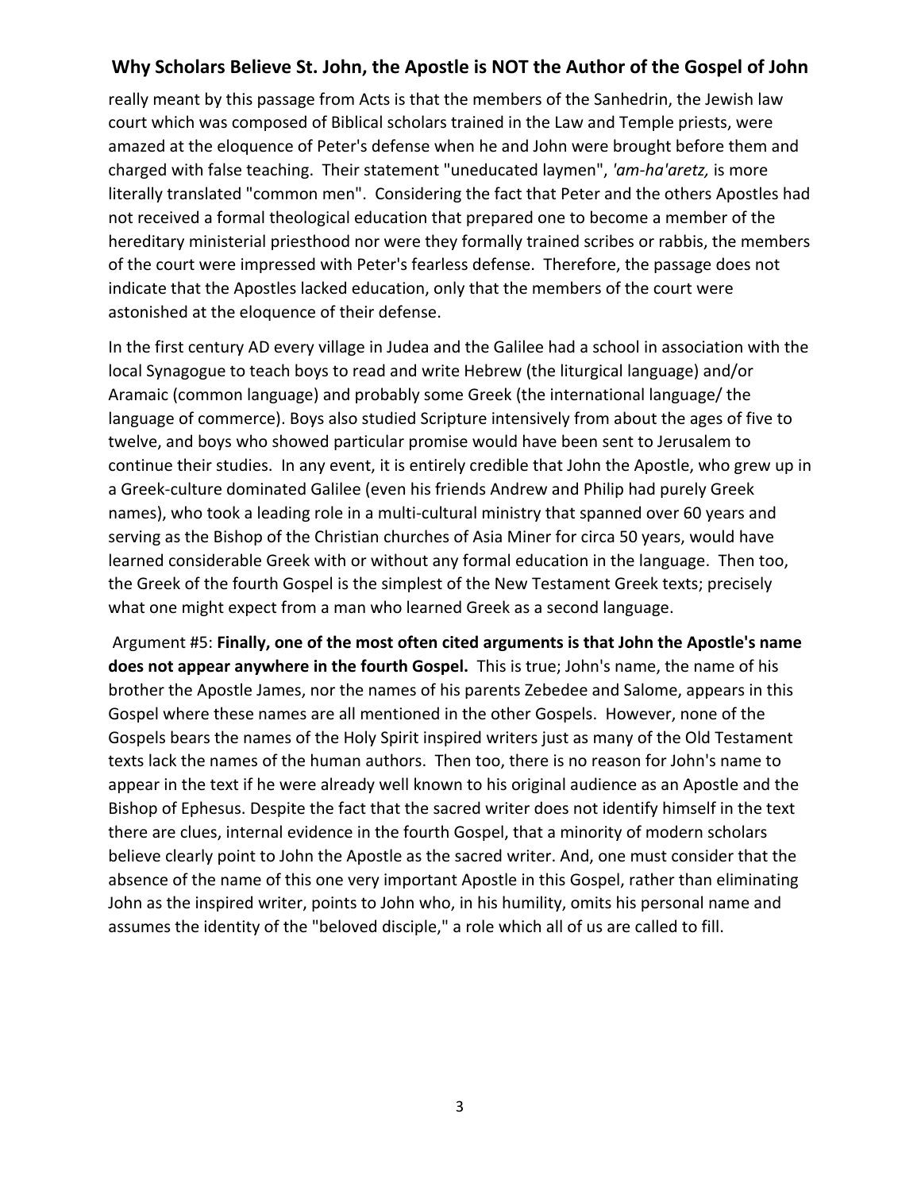really meant by this passage from Acts is that the members of the Sanhedrin, the Jewish law court which was composed of Biblical scholars trained in the Law and Temple priests, were amazed at the eloquence of Peter's defense when he and John were brought before them and charged with false teaching. Their statement "uneducated laymen", *'am-ha'aretz,* is more literally translated "common men". Considering the fact that Peter and the others Apostles had not received a formal theological education that prepared one to become a member of the hereditary ministerial priesthood nor were they formally trained scribes or rabbis, the members of the court were impressed with Peter's fearless defense. Therefore, the passage does not indicate that the Apostles lacked education, only that the members of the court were astonished at the eloquence of their defense.

In the first century AD every village in Judea and the Galilee had a school in association with the local Synagogue to teach boys to read and write Hebrew (the liturgical language) and/or Aramaic (common language) and probably some Greek (the international language/ the language of commerce). Boys also studied Scripture intensively from about the ages of five to twelve, and boys who showed particular promise would have been sent to Jerusalem to continue their studies. In any event, it is entirely credible that John the Apostle, who grew up in a Greek-culture dominated Galilee (even his friends Andrew and Philip had purely Greek names), who took a leading role in a multi-cultural ministry that spanned over 60 years and serving as the Bishop of the Christian churches of Asia Miner for circa 50 years, would have learned considerable Greek with or without any formal education in the language. Then too, the Greek of the fourth Gospel is the simplest of the New Testament Greek texts; precisely what one might expect from a man who learned Greek as a second language.

Argument #5: **Finally, one of the most often cited arguments is that John the Apostle's name does not appear anywhere in the fourth Gospel.** This is true; John's name, the name of his brother the Apostle James, nor the names of his parents Zebedee and Salome, appears in this Gospel where these names are all mentioned in the other Gospels. However, none of the Gospels bears the names of the Holy Spirit inspired writers just as many of the Old Testament texts lack the names of the human authors. Then too, there is no reason for John's name to appear in the text if he were already well known to his original audience as an Apostle and the Bishop of Ephesus. Despite the fact that the sacred writer does not identify himself in the text there are clues, internal evidence in the fourth Gospel, that a minority of modern scholars believe clearly point to John the Apostle as the sacred writer. And, one must consider that the absence of the name of this one very important Apostle in this Gospel, rather than eliminating John as the inspired writer, points to John who, in his humility, omits his personal name and assumes the identity of the "beloved disciple," a role which all of us are called to fill.